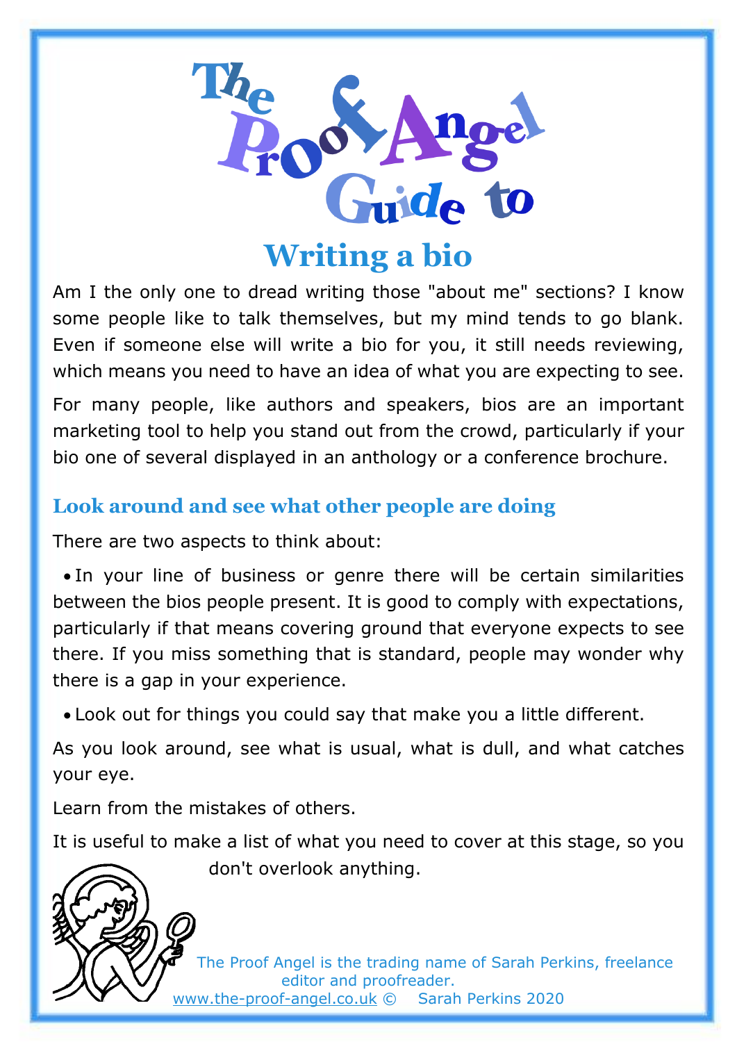# The Proof Angel Guide to

# Writing a bio

Am I the only one to dread writing those "about me" sections? I know some people like to talk themselves, but my mind tends to go blank. Even if someone else will write a bio for you, it still needs reviewing, which means you need to have an idea of what you are expecting to see.

For many people, like authors and speakers, bios are an important marketing tool to help you stand out from the crowd, particularly if your bio one of several displayed in an anthology or a conference brochure.

## Look around and see what other people are doing

There are two aspects to think about:

- In your line of business or genre there will be certain similarities between the bios people present. It is good to comply with expectations, particularly if that means covering ground that everyone expects to see there. If you miss something that is standard, people may wonder why there is a gap in your experience.
- Look out for things you could say that make you a little different.

As you look around, see what is usual, what is dull, and what catches your eye.

Learn from the mistakes of others.

It is useful to make a list of what you need to cover at this stage, so you don't overlook anything.

The Proof Angel is the trading name of Sarah Perkins, freelance editor and proofreader.
www.the-proof-angel.co.uk © Sarah Perkins 2020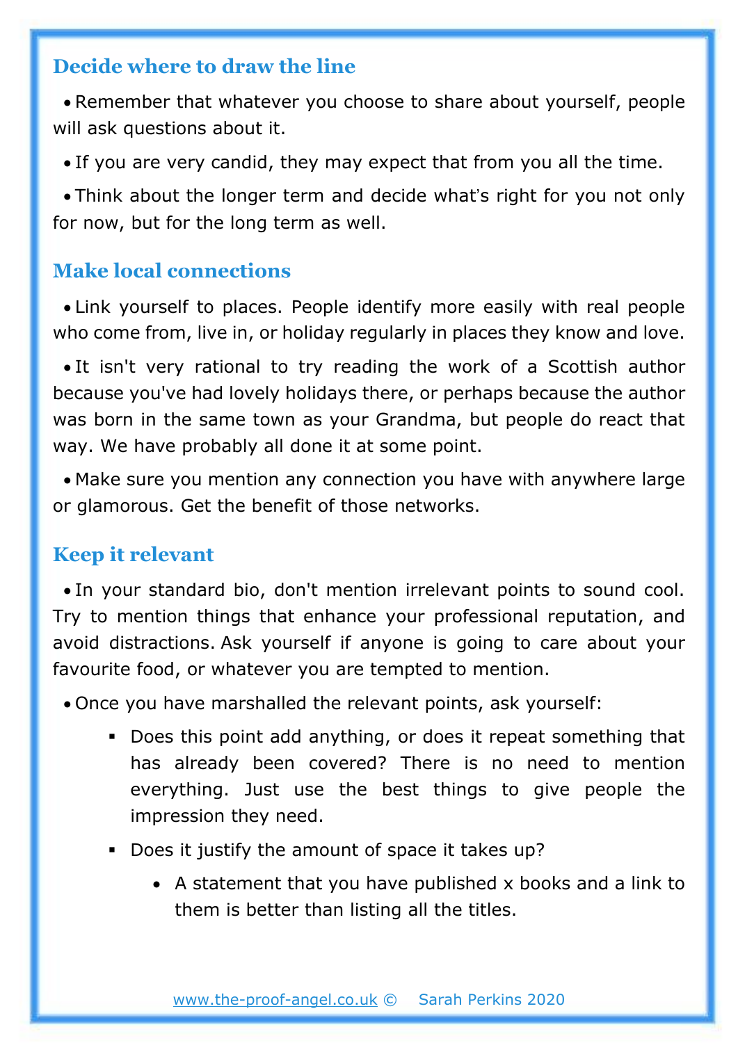## Decide where to draw the line

- Remember that whatever you choose to share about yourself, people will ask questions about it.
- If you are very candid, they may expect that from you all the time.
- Think about the longer term and decide what's right for you not only for now, but for the long term as well.

## Make local connections

- Link yourself to places. People identify more easily with real people who come from, live in, or holiday regularly in places they know and love.
- It isn't very rational to try reading the work of a Scottish author because you've had lovely holidays there, or perhaps because the author was born in the same town as your Grandma, but people do react that way. We have probably all done it at some point.
- Make sure you mention any connection you have with anywhere large or glamorous. Get the benefit of those networks.

## Keep it relevant

- In your standard bio, don't mention irrelevant points to sound cool. Try to mention things that enhance your professional reputation, and avoid distractions. Ask yourself if anyone is going to care about your favourite food, or whatever you are tempted to mention.
- Once you have marshalled the relevant points, ask yourself:
  - Does this point add anything, or does it repeat something that has already been covered? There is no need to mention everything. Just use the best things to give people the impression they need.
  - Does it justify the amount of space it takes up?
    - A statement that you have published x books and a link to them is better than listing all the titles.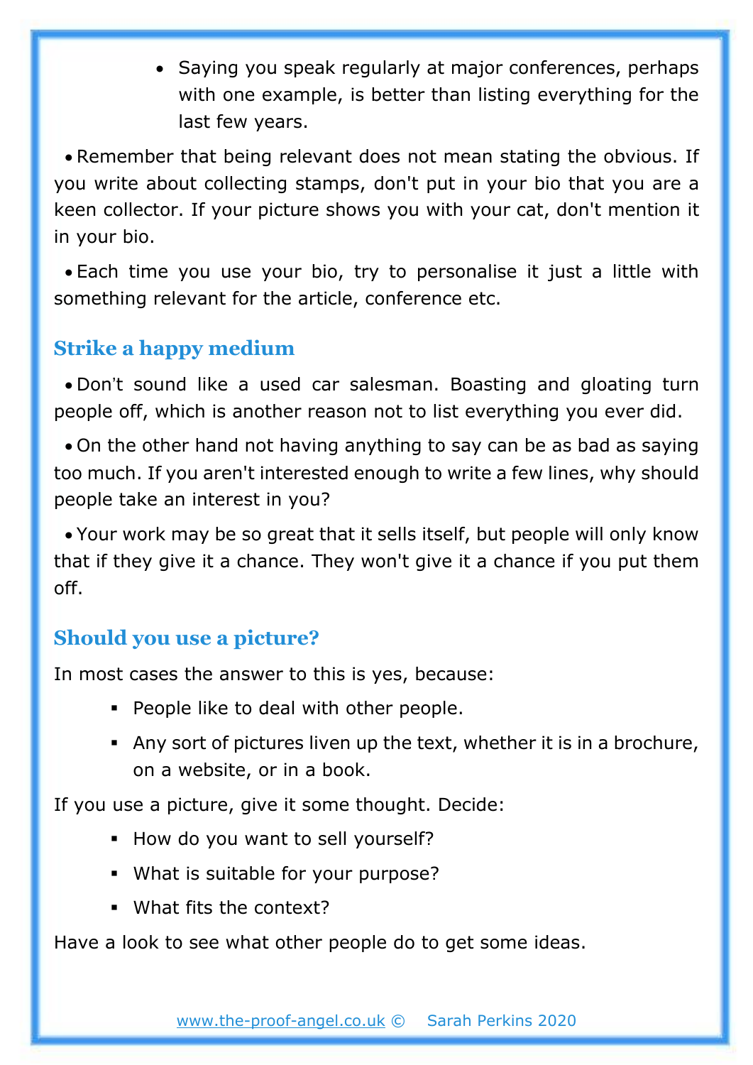- Saying you speak regularly at major conferences, perhaps with one example, is better than listing everything for the last few years.

- Remember that being relevant does not mean stating the obvious. If you write about collecting stamps, don't put in your bio that you are a keen collector. If your picture shows you with your cat, don't mention it in your bio.

- Each time you use your bio, try to personalise it just a little with something relevant for the article, conference etc.

## Strike a happy medium

- Don't sound like a used car salesman. Boasting and gloating turn people off, which is another reason not to list everything you ever did.

- On the other hand not having anything to say can be as bad as saying too much. If you aren't interested enough to write a few lines, why should people take an interest in you?

- Your work may be so great that it sells itself, but people will only know that if they give it a chance. They won't give it a chance if you put them off.

## Should you use a picture?

In most cases the answer to this is yes, because:

- People like to deal with other people.
- Any sort of pictures liven up the text, whether it is in a brochure, on a website, or in a book.

If you use a picture, give it some thought. Decide:

- How do you want to sell yourself?
- What is suitable for your purpose?
- What fits the context?

Have a look to see what other people do to get some ideas.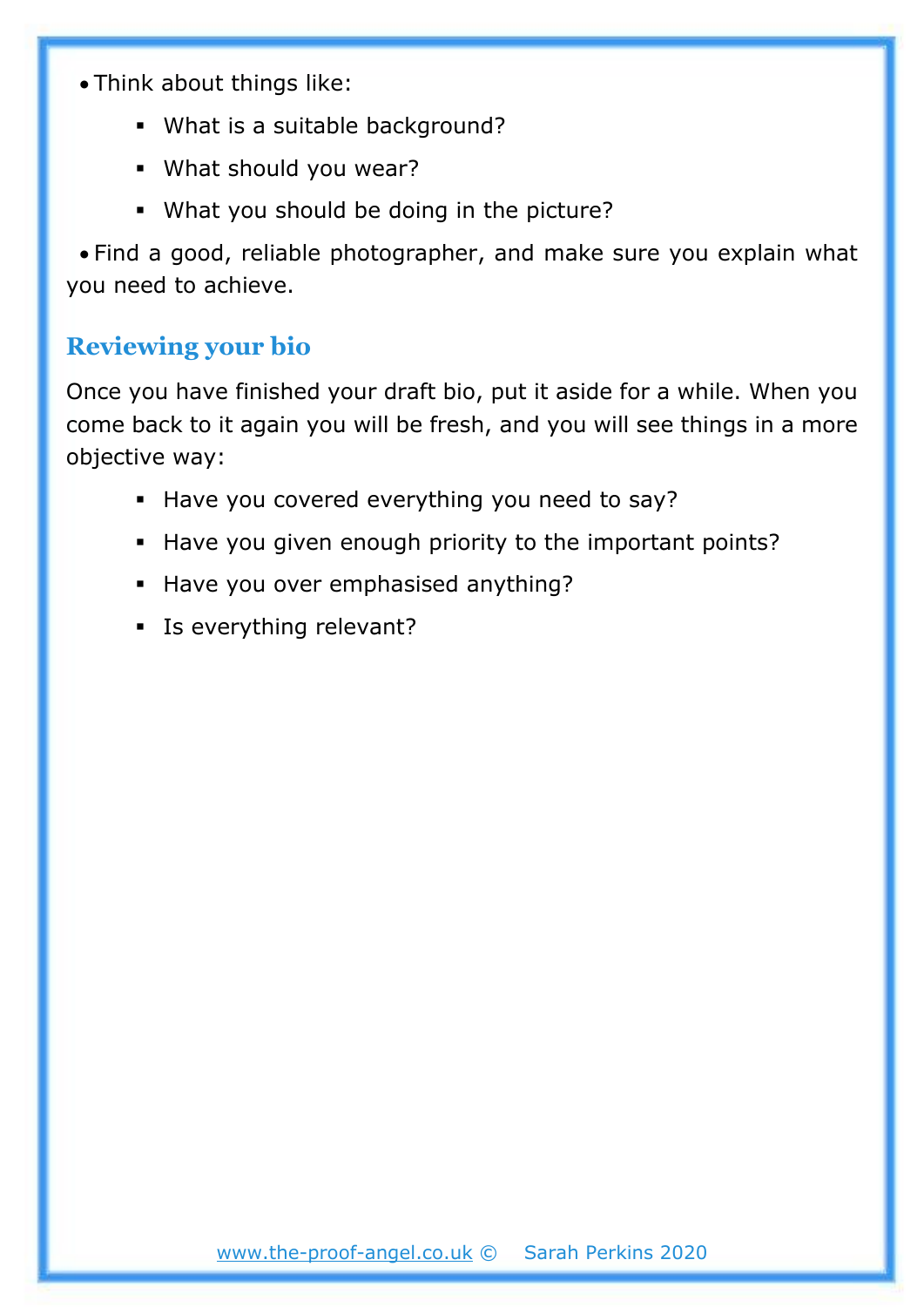- Think about things like:
    - What is a suitable background?
    - What should you wear?
    - What you should be doing in the picture?
- Find a good, reliable photographer, and make sure you explain what you need to achieve.

## Reviewing your bio

Once you have finished your draft bio, put it aside for a while. When you come back to it again you will be fresh, and you will see things in a more objective way:

- Have you covered everything you need to say?
- Have you given enough priority to the important points?
- Have you over emphasised anything?
- Is everything relevant?